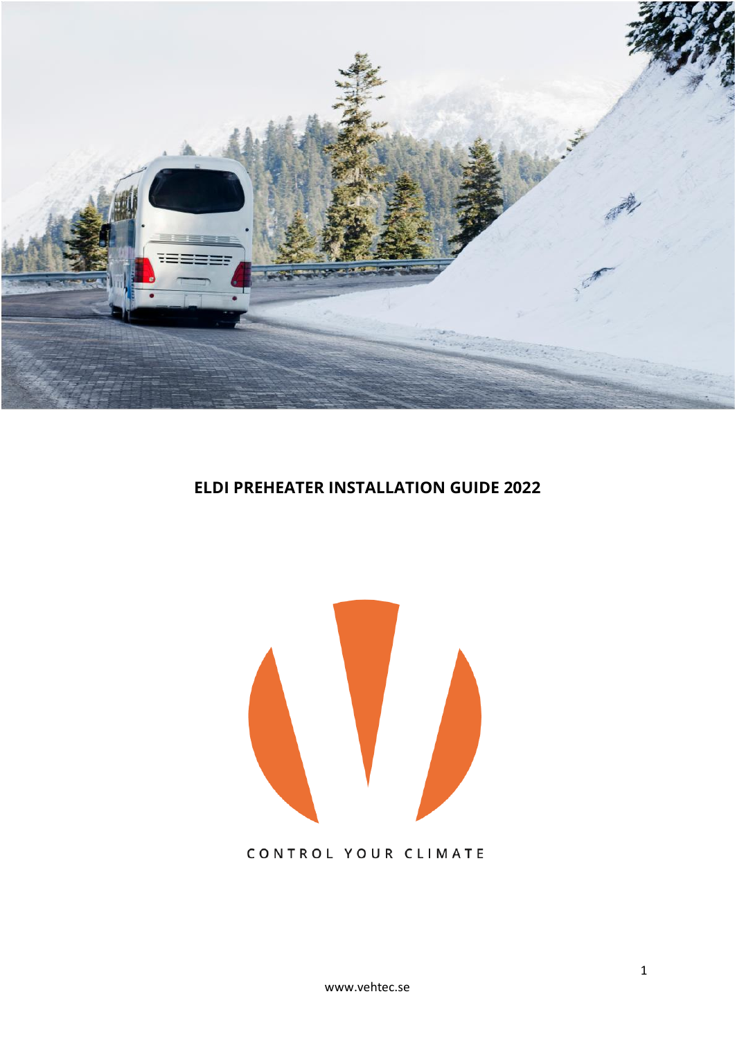# ELDI PREHEATER INSTALLATION GUIDE 2022

CONTROL YOUR CLIMATE

www.vehtec.se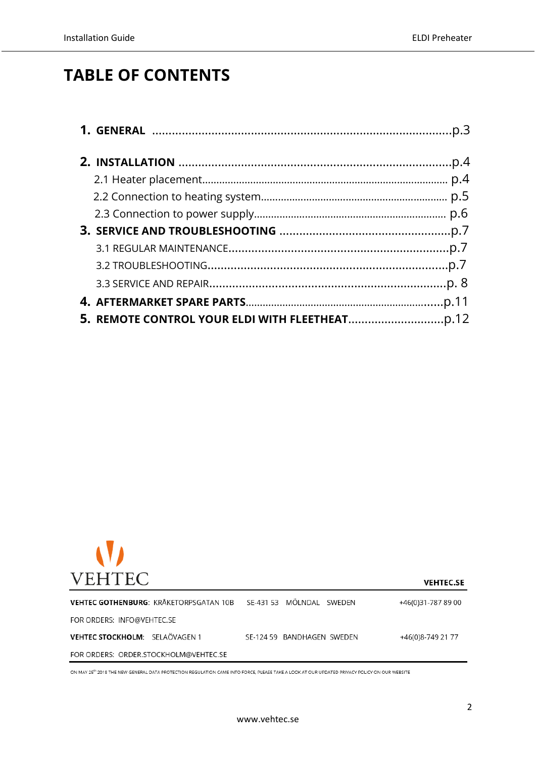# TABLE OF CONTENTS

1. **GENERAL** ........................................................................................p.3

2. **INSTALLATION** ..................................................................................p.4
   - 2.1 Heater placement........................................................................................ p.4
   - 2.2 Connection to heating system.................................................................. p.5
   - 2.3 Connection to power supply..................................................................... p.6
3. **SERVICE AND TROUBLESHOOTING** ...................................................p.7
   - 3.1 REGULAR MAINTENANCE..................................................................p.7
   - 3.2 TROUBLESHOOTING..........................................................................p.7
   - 3.3 SERVICE AND REPAIR.........................................................................p. 8
4. **AFTERMARKET SPARE PARTS**...........................................................p.11
5. **REMOTE CONTROL YOUR ELDI WITH FLEETHEAT**.............................p.12

VEHTEC

**VEHTEC.SE**

**VEHTEC GOTHENBURG**: KRÅKETORPSGATAN 10B SE-431 53 MÖLNDAL SWEDEN +46(0)31-787 89 00

FOR ORDERS: INFO@VEHTEC.SE

**VEHTEC STOCKHOLM**: SELAÖVAGEN 1 SE-124 59 BANDHAGEN SWEDEN +46(0)8-749 21 77

FOR ORDERS: ORDER.STOCKHOLM@VEHTEC.SE

ON MAY 25th 2018 THE NEW GENERAL DATA PROTECTION REGULATION CAME INTO FORCE, PLEASE TAKE A LOOK AT OUR UPDATED PRIVACY POLICY ON OUR WEBSITE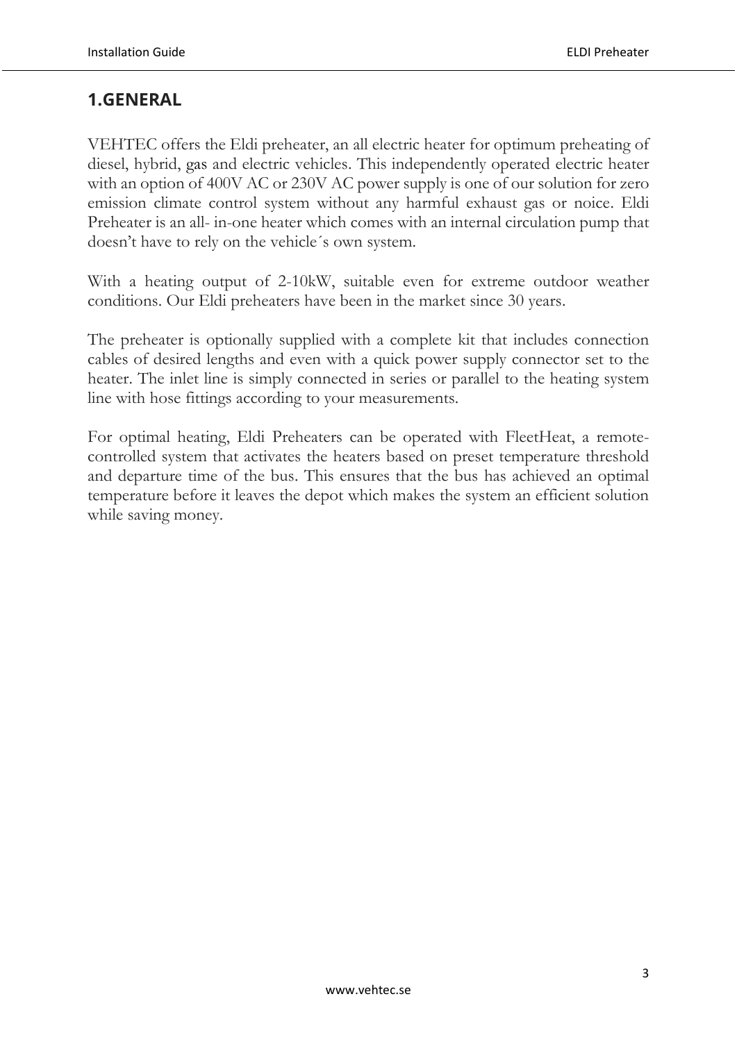# 1.GENERAL

VEHTEC offers the Eldi preheater, an all electric heater for optimum preheating of diesel, hybrid, gas and electric vehicles. This independently operated electric heater with an option of 400V AC or 230V AC power supply is one of our solution for zero emission climate control system without any harmful exhaust gas or noice. Eldi Preheater is an all- in-one heater which comes with an internal circulation pump that doesn’t have to rely on the vehicle´s own system.

With a heating output of 2-10kW, suitable even for extreme outdoor weather conditions. Our Eldi preheaters have been in the market since 30 years.

The preheater is optionally supplied with a complete kit that includes connection cables of desired lengths and even with a quick power supply connector set to the heater. The inlet line is simply connected in series or parallel to the heating system line with hose fittings according to your measurements.

For optimal heating, Eldi Preheaters can be operated with FleetHeat, a remote-controlled system that activates the heaters based on preset temperature threshold and departure time of the bus. This ensures that the bus has achieved an optimal temperature before it leaves the depot which makes the system an efficient solution while saving money.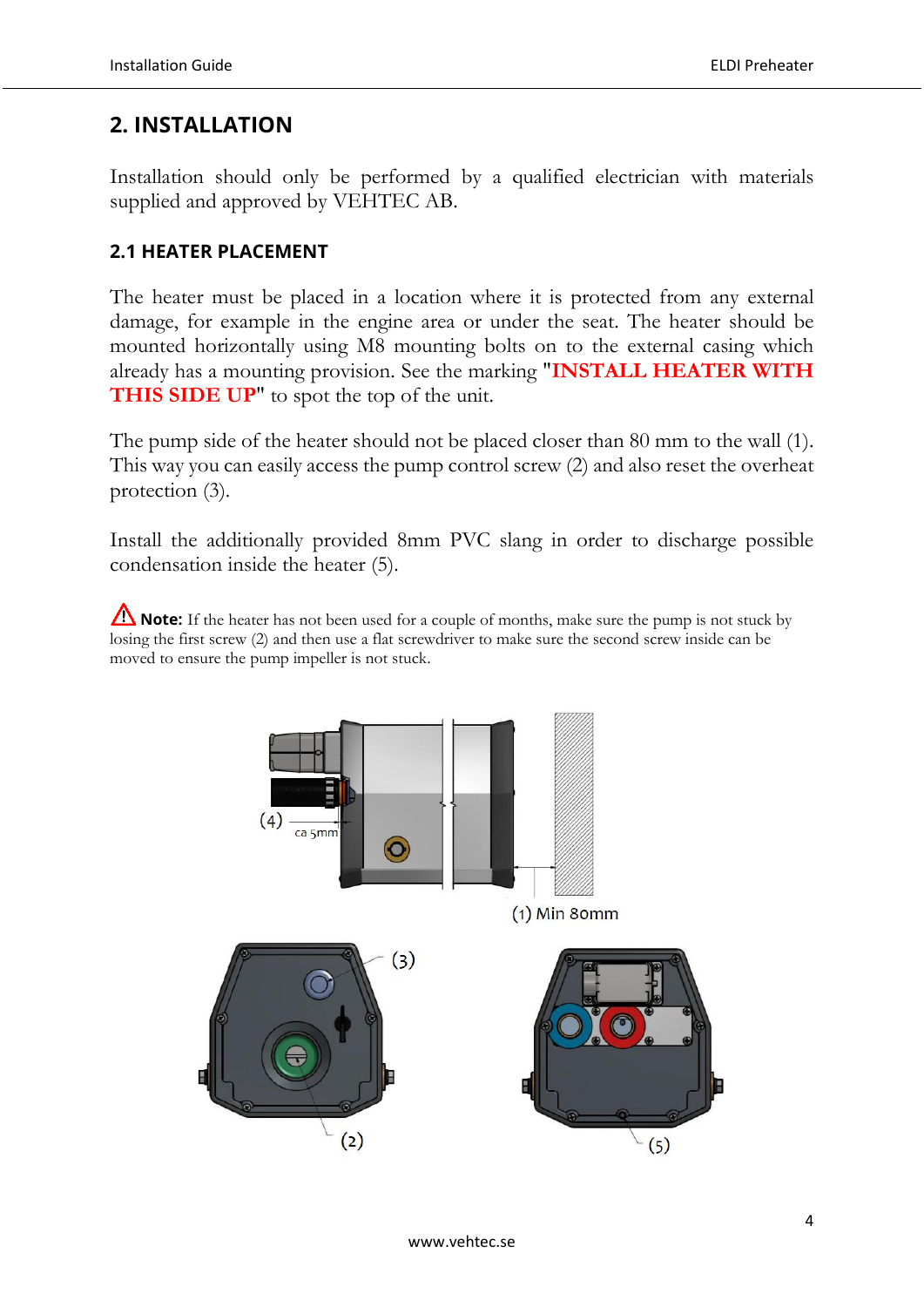## 2. INSTALLATION

Installation should only be performed by a qualified electrician with materials supplied and approved by VEHTEC AB.

### 2.1 HEATER PLACEMENT

The heater must be placed in a location where it is protected from any external damage, for example in the engine area or under the seat. The heater should be mounted horizontally using M8 mounting bolts on to the external casing which already has a mounting provision. See the marking "**INSTALL HEATER WITH THIS SIDE UP**" to spot the top of the unit.

The pump side of the heater should not be placed closer than 80 mm to the wall (1). This way you can easily access the pump control screw (2) and also reset the overheat protection (3).

Install the additionally provided 8mm PVC slang in order to discharge possible condensation inside the heater (5).

⚠ **Note:** If the heater has not been used for a couple of months, make sure the pump is not stuck by losing the first screw (2) and then use a flat screwdriver to make sure the second screw inside can be moved to ensure the pump impeller is not stuck.

(4) ca 5mm

(1) Min 80mm

(3)

(2)

(5)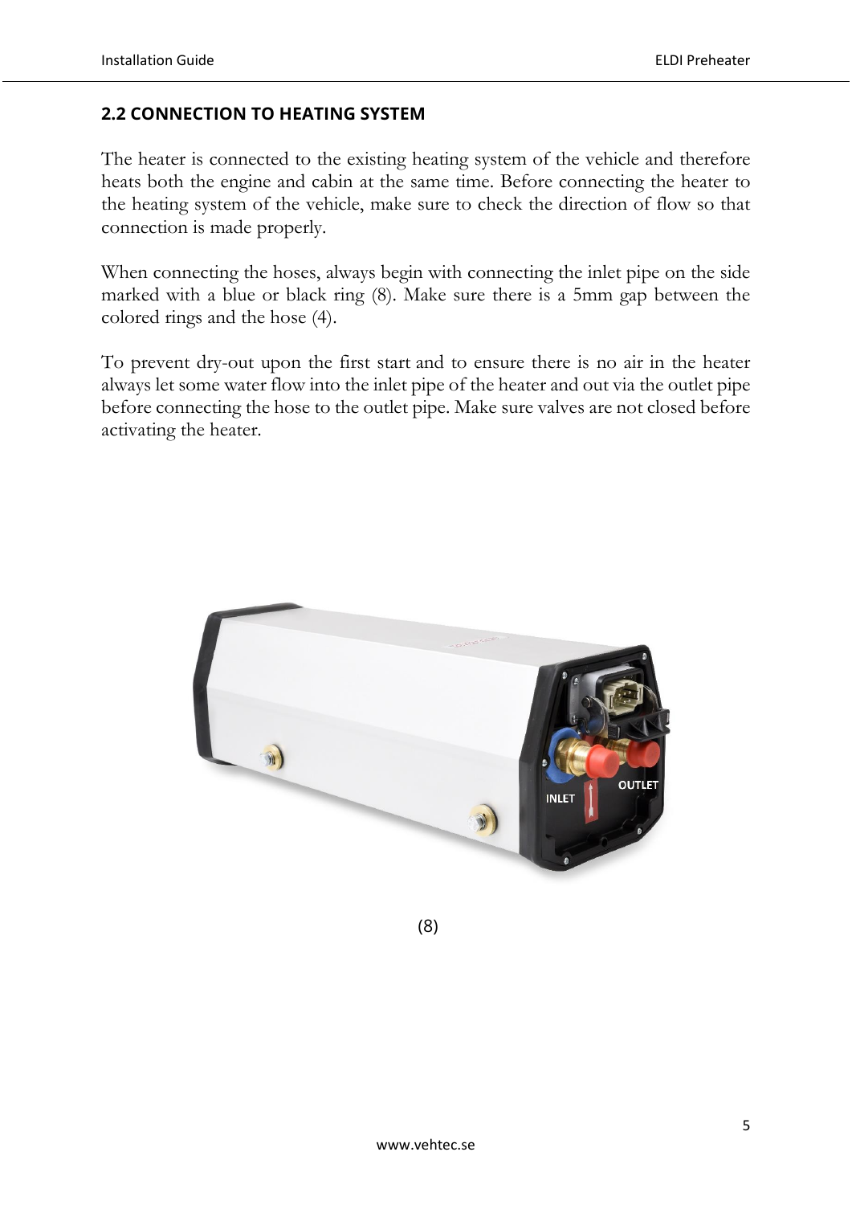## 2.2 CONNECTION TO HEATING SYSTEM

The heater is connected to the existing heating system of the vehicle and therefore heats both the engine and cabin at the same time. Before connecting the heater to the heating system of the vehicle, make sure to check the direction of flow so that connection is made properly.

When connecting the hoses, always begin with connecting the inlet pipe on the side marked with a blue or black ring (8). Make sure there is a 5mm gap between the colored rings and the hose (4).

To prevent dry-out upon the first start and to ensure there is no air in the heater always let some water flow into the inlet pipe of the heater and out via the outlet pipe before connecting the hose to the outlet pipe. Make sure valves are not closed before activating the heater.

(8)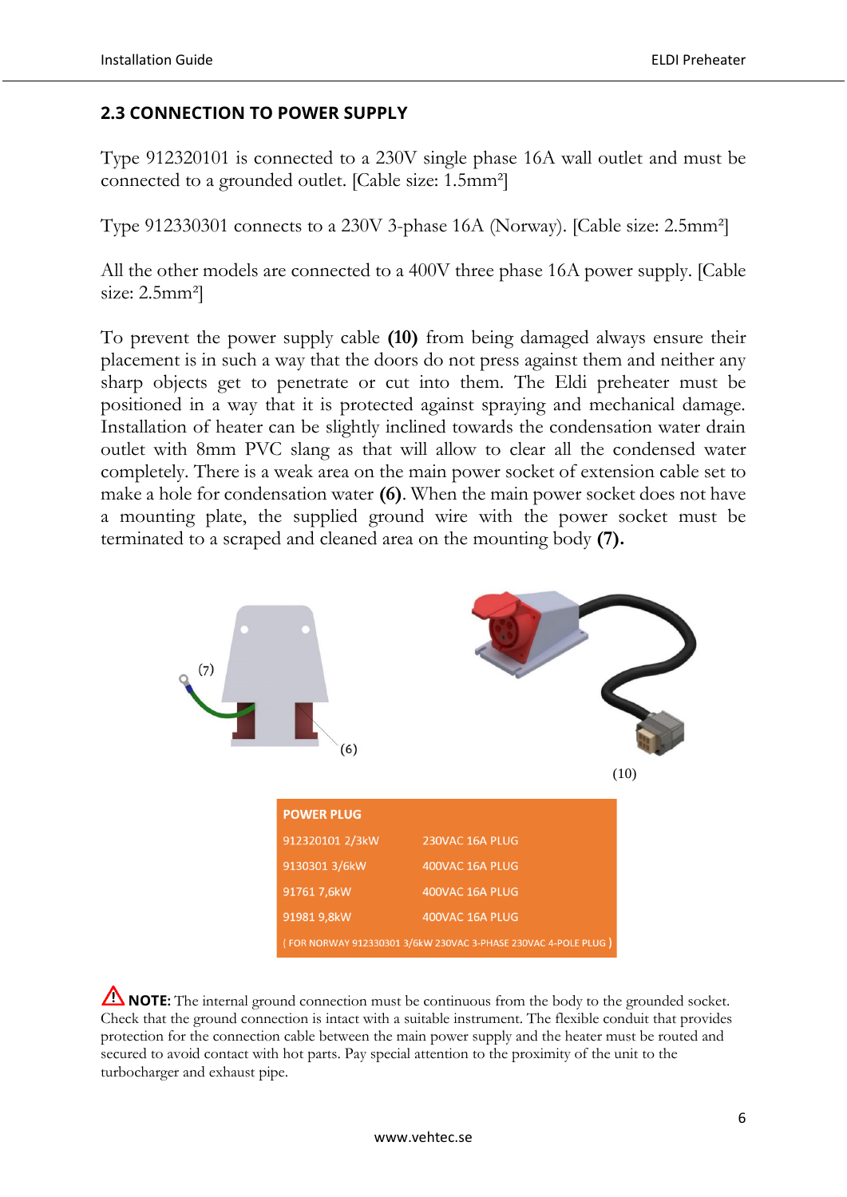## 2.3 CONNECTION TO POWER SUPPLY

Type 912320101 is connected to a 230V single phase 16A wall outlet and must be connected to a grounded outlet. [Cable size: 1.5mm²]

Type 912330301 connects to a 230V 3-phase 16A (Norway). [Cable size: 2.5mm²]

All the other models are connected to a 400V three phase 16A power supply. [Cable size: 2.5mm²]

To prevent the power supply cable **(10)** from being damaged always ensure their placement is in such a way that the doors do not press against them and neither any sharp objects get to penetrate or cut into them. The Eldi preheater must be positioned in a way that it is protected against spraying and mechanical damage. Installation of heater can be slightly inclined towards the condensation water drain outlet with 8mm PVC slang as that will allow to clear all the condensed water completely. There is a weak area on the main power socket of extension cable set to make a hole for condensation water **(6)**. When the main power socket does not have a mounting plate, the supplied ground wire with the power socket must be terminated to a scraped and cleaned area on the mounting body **(7).**

(7)

(6)

(10)

| POWER PLUG | |
|---|---|
| 912320101 2/3kW | 230VAC 16A PLUG |
| 9130301 3/6kW | 400VAC 16A PLUG |
| 91761 7,6kW | 400VAC 16A PLUG |
| 91981 9,8kW | 400VAC 16A PLUG |
| ( FOR NORWAY 912330301 3/6kW 230VAC 3-PHASE 230VAC 4-POLE PLUG ) | |

⚠ **NOTE:** The internal ground connection must be continuous from the body to the grounded socket. Check that the ground connection is intact with a suitable instrument. The flexible conduit that provides protection for the connection cable between the main power supply and the heater must be routed and secured to avoid contact with hot parts. Pay special attention to the proximity of the unit to the turbocharger and exhaust pipe.

www.vehtec.se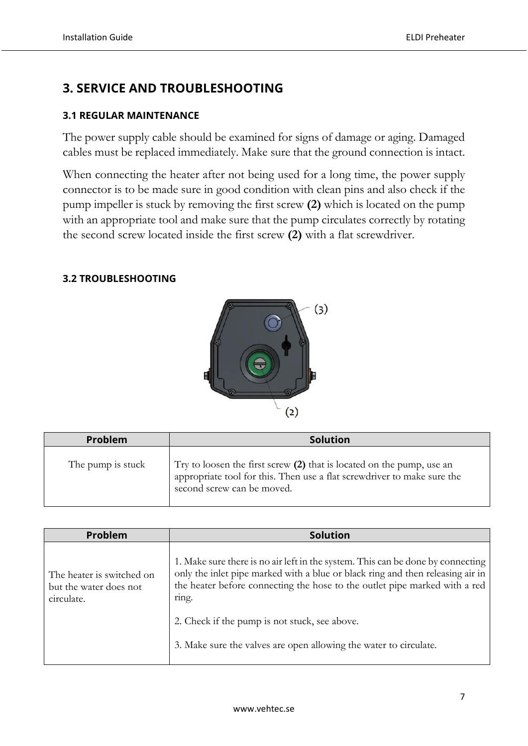# 3. SERVICE AND TROUBLESHOOTING

## 3.1 REGULAR MAINTENANCE

The power supply cable should be examined for signs of damage or aging. Damaged cables must be replaced immediately. Make sure that the ground connection is intact.

When connecting the heater after not being used for a long time, the power supply connector is to be made sure in good condition with clean pins and also check if the pump impeller is stuck by removing the first screw **(2)** which is located on the pump with an appropriate tool and make sure that the pump circulates correctly by rotating the second screw located inside the first screw **(2)** with a flat screwdriver.

## 3.2 TROUBLESHOOTING

| Problem | Solution |
| --- | --- |
| The pump is stuck | Try to loosen the first screw **(2)** that is located on the pump, use an appropriate tool for this. Then use a flat screwdriver to make sure the second screw can be moved. |

| Problem | Solution |
| --- | --- |
| The heater is switched on but the water does not circulate. | 1. Make sure there is no air left in the system. This can be done by connecting only the inlet pipe marked with a blue or black ring and then releasing air in the heater before connecting the hose to the outlet pipe marked with a red ring.<br><br>2. Check if the pump is not stuck, see above.<br><br>3. Make sure the valves are open allowing the water to circulate. |

www.vehtec.se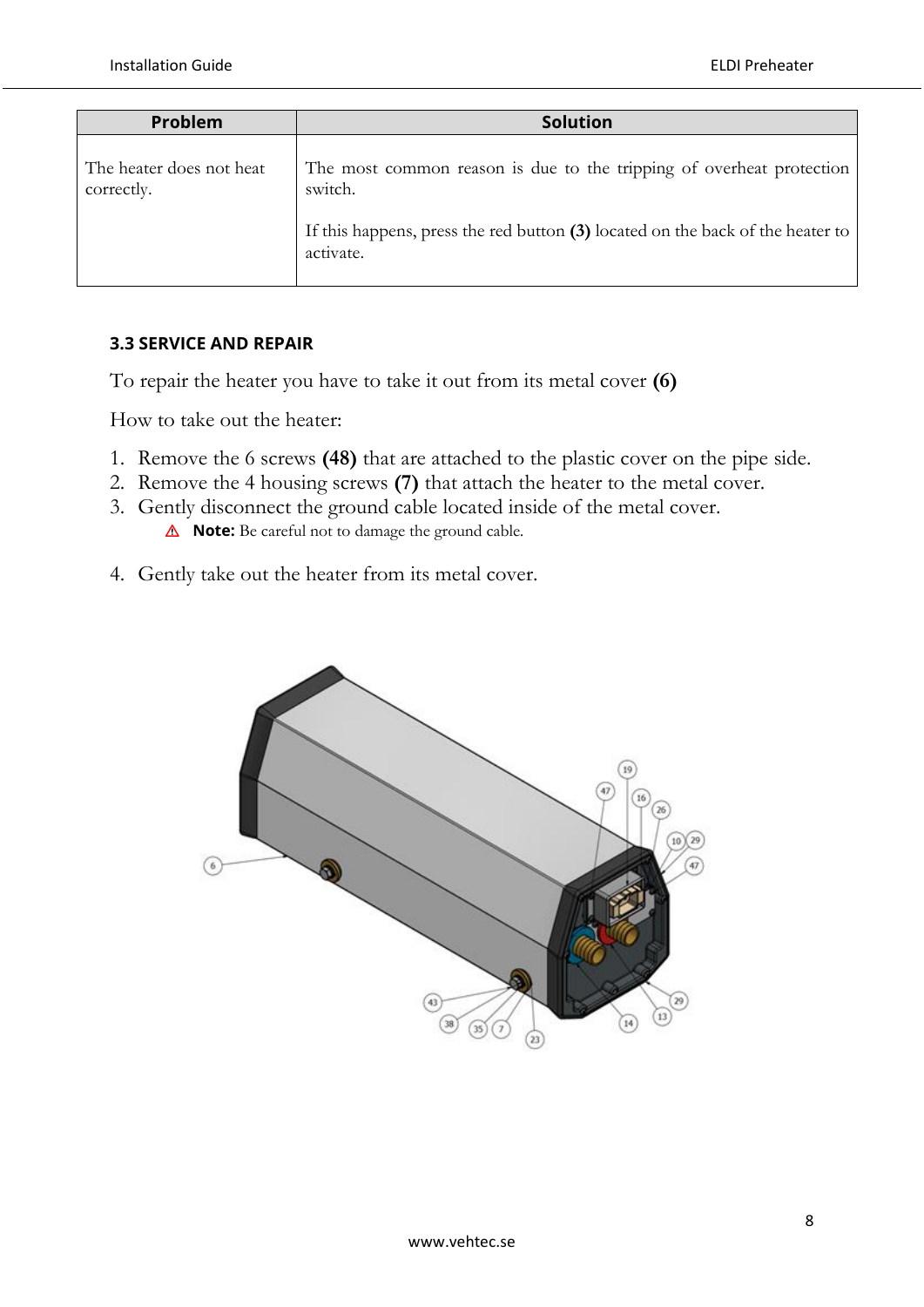| Problem | Solution |
|---|---|
| The heater does not heat correctly. | The most common reason is due to the tripping of overheat protection switch.<br><br>If this happens, press the red button **(3)** located on the back of the heater to activate. |

### 3.3 SERVICE AND REPAIR

To repair the heater you have to take it out from its metal cover **(6)**

How to take out the heater:

1. Remove the 6 screws **(48)** that are attached to the plastic cover on the pipe side.
2. Remove the 4 housing screws **(7)** that attach the heater to the metal cover.
3. Gently disconnect the ground cable located inside of the metal cover.
   ⚠ **Note:** Be careful not to damage the ground cable.
4. Gently take out the heater from its metal cover.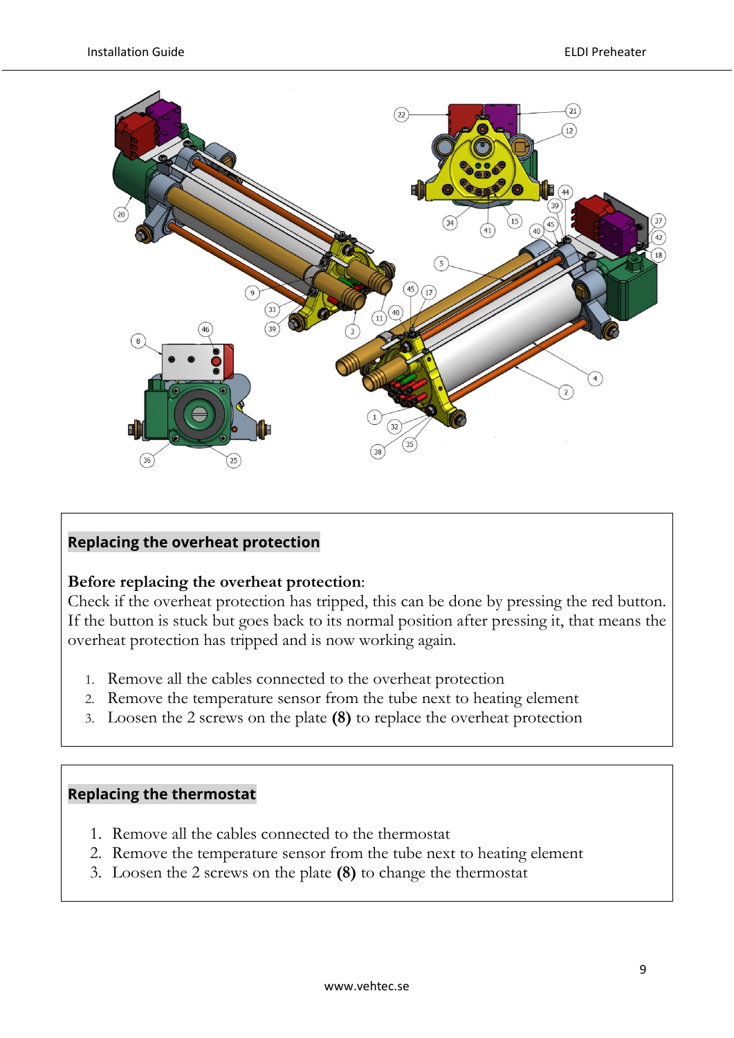## Replacing the overheat protection

**Before replacing the overheat protection**:
Check if the overheat protection has tripped, this can be done by pressing the red button. If the button is stuck but goes back to its normal position after pressing it, that means the overheat protection has tripped and is now working again.

1. Remove all the cables connected to the overheat protection
2. Remove the temperature sensor from the tube next to heating element
3. Loosen the 2 screws on the plate **(8)** to replace the overheat protection

## Replacing the thermostat

1. Remove all the cables connected to the thermostat
2. Remove the temperature sensor from the tube next to heating element
3. Loosen the 2 screws on the plate **(8)** to change the thermostat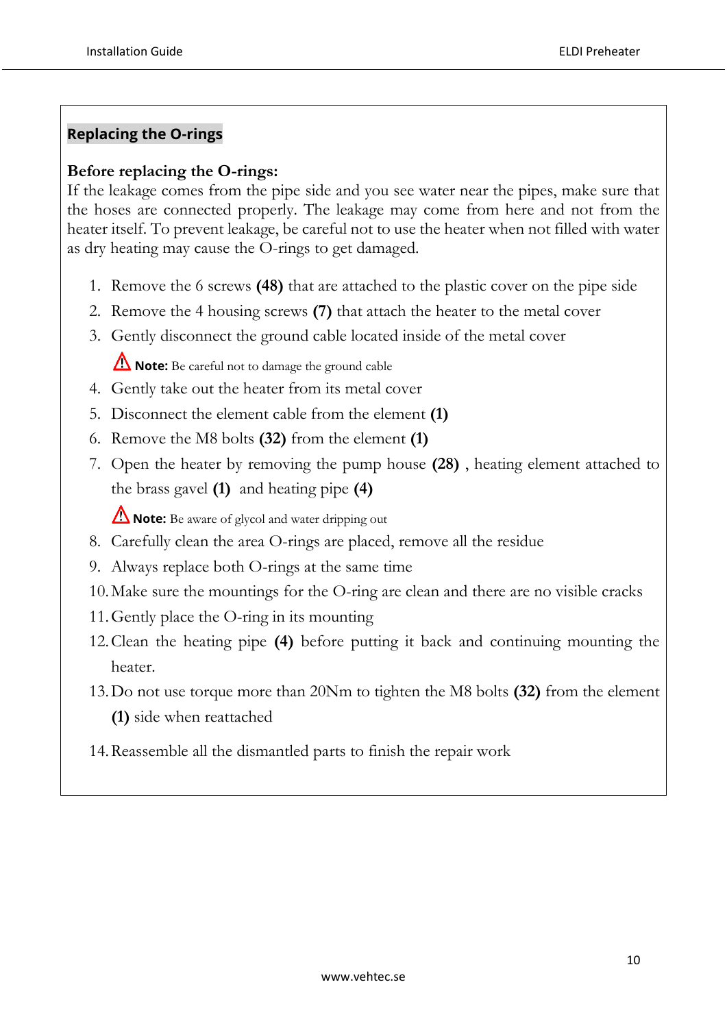## Replacing the O-rings

**Before replacing the O-rings:**
If the leakage comes from the pipe side and you see water near the pipes, make sure that the hoses are connected properly. The leakage may come from here and not from the heater itself. To prevent leakage, be careful not to use the heater when not filled with water as dry heating may cause the O-rings to get damaged.

1. Remove the 6 screws **(48)** that are attached to the plastic cover on the pipe side
2. Remove the 4 housing screws **(7)** that attach the heater to the metal cover
3. Gently disconnect the ground cable located inside of the metal cover

   ⚠ **Note:** Be careful not to damage the ground cable

4. Gently take out the heater from its metal cover
5. Disconnect the element cable from the element **(1)**
6. Remove the M8 bolts **(32)** from the element **(1)**
7. Open the heater by removing the pump house **(28)** , heating element attached to the brass gavel **(1)** and heating pipe **(4)**

   ⚠ **Note:** Be aware of glycol and water dripping out

8. Carefully clean the area O-rings are placed, remove all the residue
9. Always replace both O-rings at the same time
10. Make sure the mountings for the O-ring are clean and there are no visible cracks
11. Gently place the O-ring in its mounting
12. Clean the heating pipe **(4)** before putting it back and continuing mounting the heater.
13. Do not use torque more than 20Nm to tighten the M8 bolts **(32)** from the element **(1)** side when reattached
14. Reassemble all the dismantled parts to finish the repair work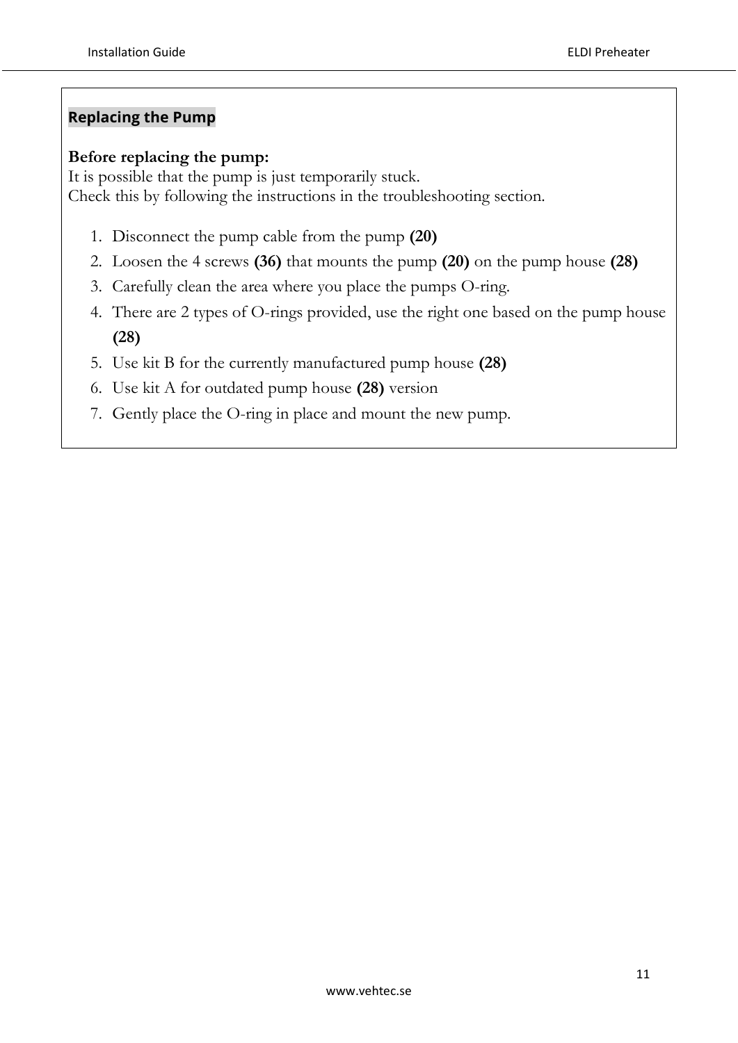## Replacing the Pump

**Before replacing the pump:**
It is possible that the pump is just temporarily stuck.
Check this by following the instructions in the troubleshooting section.

1. Disconnect the pump cable from the pump **(20)**
2. Loosen the 4 screws **(36)** that mounts the pump **(20)** on the pump house **(28)**
3. Carefully clean the area where you place the pumps O-ring.
4. There are 2 types of O-rings provided, use the right one based on the pump house **(28)**
5. Use kit B for the currently manufactured pump house **(28)**
6. Use kit A for outdated pump house **(28)** version
7. Gently place the O-ring in place and mount the new pump.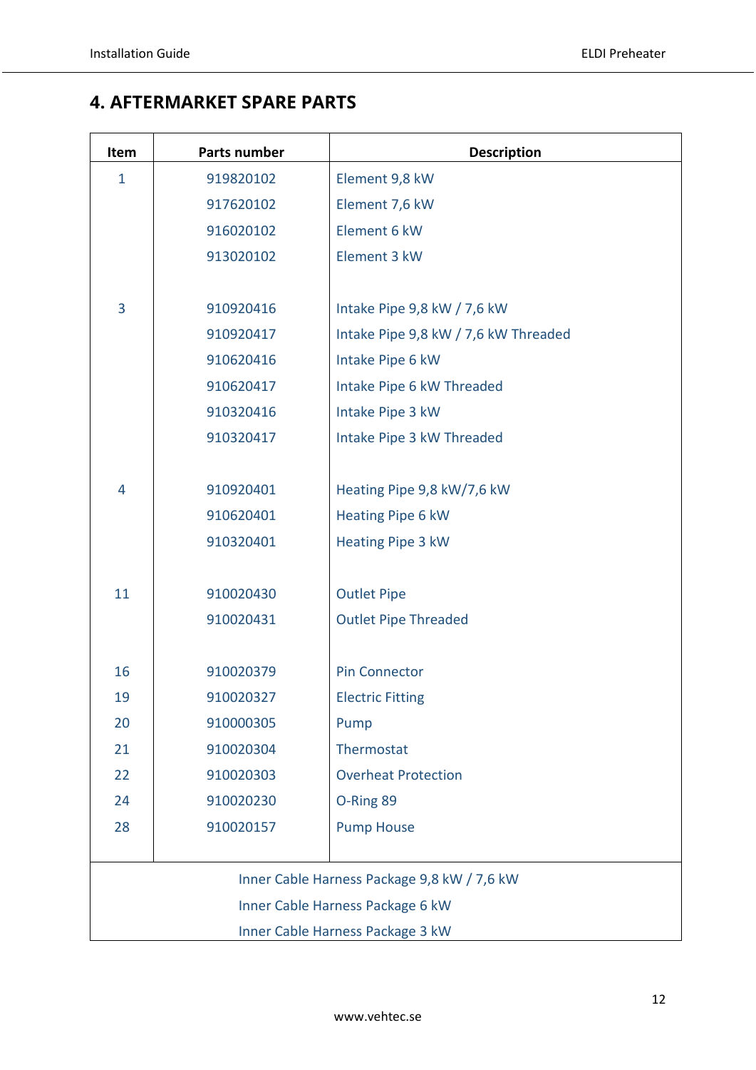## 4. AFTERMARKET SPARE PARTS

| Item | Parts number | Description |
|---|---|---|
| 1 | 919820102 | Element 9,8 kW |
| | 917620102 | Element 7,6 kW |
| | 916020102 | Element 6 kW |
| | 913020102 | Element 3 kW |
| 3 | 910920416 | Intake Pipe 9,8 kW / 7,6 kW |
| | 910920417 | Intake Pipe 9,8 kW / 7,6 kW Threaded |
| | 910620416 | Intake Pipe 6 kW |
| | 910620417 | Intake Pipe 6 kW Threaded |
| | 910320416 | Intake Pipe 3 kW |
| | 910320417 | Intake Pipe 3 kW Threaded |
| 4 | 910920401 | Heating Pipe 9,8 kW/7,6 kW |
| | 910620401 | Heating Pipe 6 kW |
| | 910320401 | Heating Pipe 3 kW |
| 11 | 910020430 | Outlet Pipe |
| | 910020431 | Outlet Pipe Threaded |
| 16 | 910020379 | Pin Connector |
| 19 | 910020327 | Electric Fitting |
| 20 | 910000305 | Pump |
| 21 | 910020304 | Thermostat |
| 22 | 910020303 | Overheat Protection |
| 24 | 910020230 | O-Ring 89 |
| 28 | 910020157 | Pump House |
| Inner Cable Harness Package 9,8 kW / 7,6 kW | | |
| Inner Cable Harness Package 6 kW | | |
| Inner Cable Harness Package 3 kW | | |

www.vehtec.se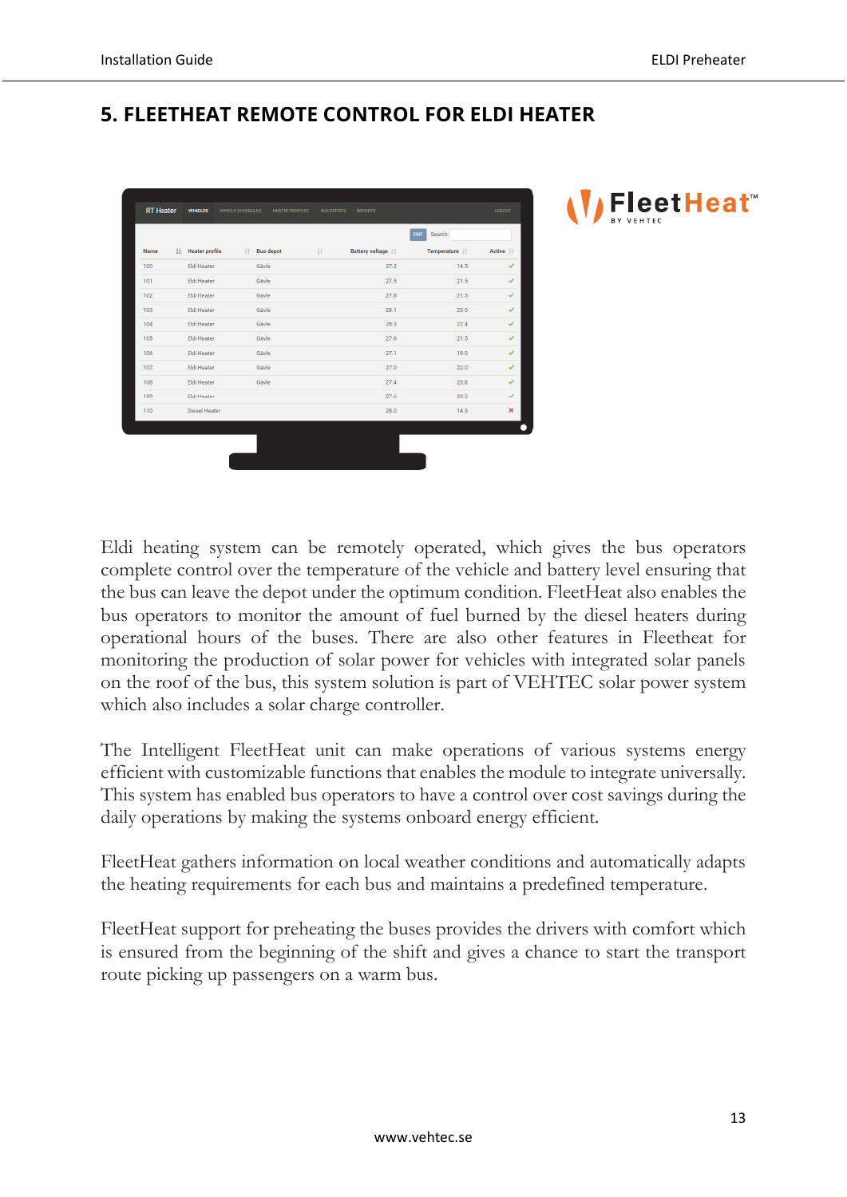# 5. FLEETHEAT REMOTE CONTROL FOR ELDI HEATER

Eldi heating system can be remotely operated, which gives the bus operators complete control over the temperature of the vehicle and battery level ensuring that the bus can leave the depot under the optimum condition. FleetHeat also enables the bus operators to monitor the amount of fuel burned by the diesel heaters during operational hours of the buses. There are also other features in Fleetheat for monitoring the production of solar power for vehicles with integrated solar panels on the roof of the bus, this system solution is part of VEHTEC solar power system which also includes a solar charge controller.

The Intelligent FleetHeat unit can make operations of various systems energy efficient with customizable functions that enables the module to integrate universally. This system has enabled bus operators to have a control over cost savings during the daily operations by making the systems onboard energy efficient.

FleetHeat gathers information on local weather conditions and automatically adapts the heating requirements for each bus and maintains a predefined temperature.

FleetHeat support for preheating the buses provides the drivers with comfort which is ensured from the beginning of the shift and gives a chance to start the transport route picking up passengers on a warm bus.